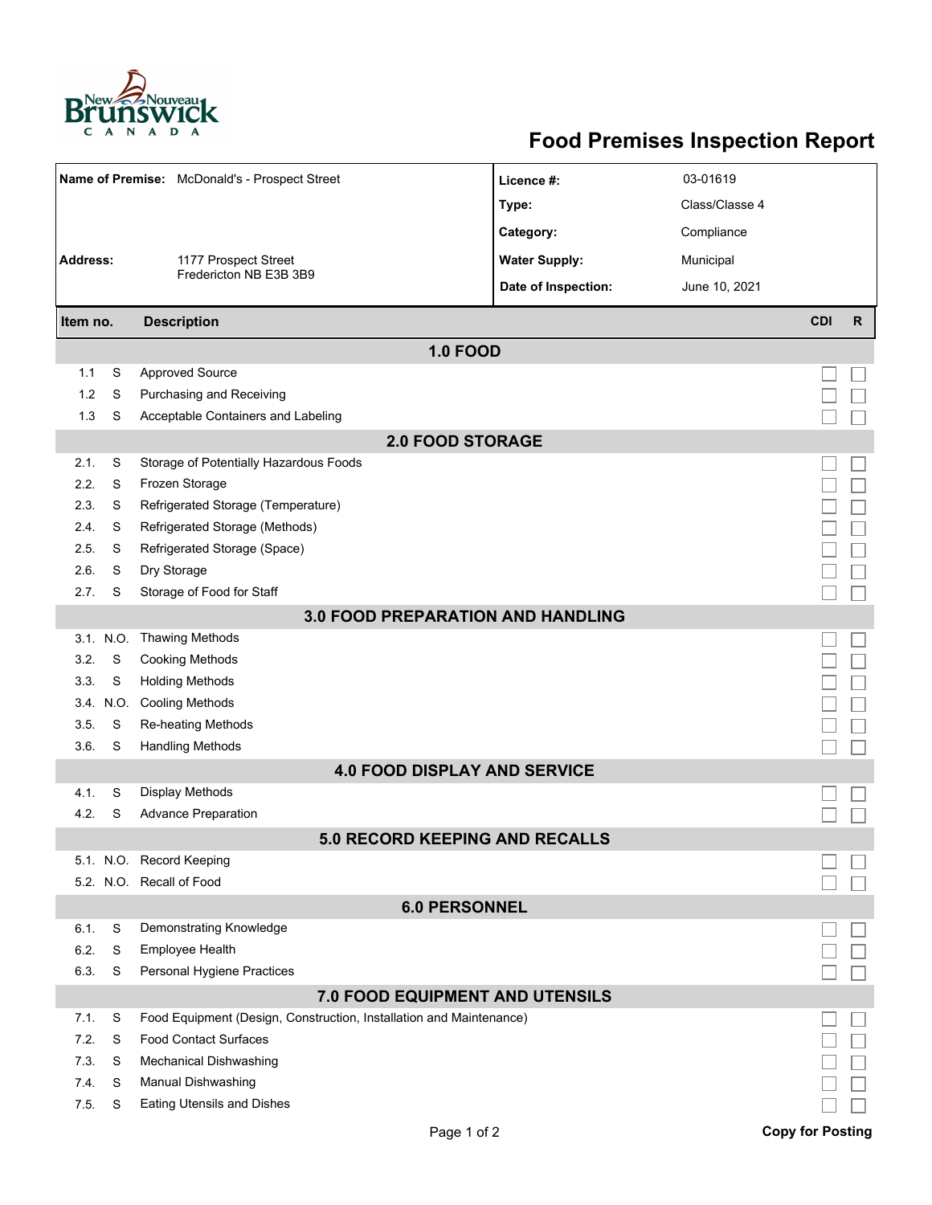# Food Premises Inspection Report

| | | | |
|---|---|---|---|
| **Name of Premise:** | McDonald's - Prospect Street | **Licence #:** | 03-01619 |
| | | **Type:** | Class/Classe 4 |
| | | **Category:** | Compliance |
| **Address:** | 1177 Prospect Street<br>Fredericton NB E3B 3B9 | **Water Supply:** | Municipal |
| | | **Date of Inspection:** | June 10, 2021 |

| Item no. | | Description | CDI | R |
|---|---|---|---|---|
| **1.0 FOOD** | | | | |
| 1.1 | S | Approved Source | ☐ | ☐ |
| 1.2 | S | Purchasing and Receiving | ☐ | ☐ |
| 1.3 | S | Acceptable Containers and Labeling | ☐ | ☐ |
| **2.0 FOOD STORAGE** | | | | |
| 2.1. | S | Storage of Potentially Hazardous Foods | ☐ | ☐ |
| 2.2. | S | Frozen Storage | ☐ | ☐ |
| 2.3. | S | Refrigerated Storage (Temperature) | ☐ | ☐ |
| 2.4. | S | Refrigerated Storage (Methods) | ☐ | ☐ |
| 2.5. | S | Refrigerated Storage (Space) | ☐ | ☐ |
| 2.6. | S | Dry Storage | ☐ | ☐ |
| 2.7. | S | Storage of Food for Staff | ☐ | ☐ |
| **3.0 FOOD PREPARATION AND HANDLING** | | | | |
| 3.1. | N.O. | Thawing Methods | ☐ | ☐ |
| 3.2. | S | Cooking Methods | ☐ | ☐ |
| 3.3. | S | Holding Methods | ☐ | ☐ |
| 3.4. | N.O. | Cooling Methods | ☐ | ☐ |
| 3.5. | S | Re-heating Methods | ☐ | ☐ |
| 3.6. | S | Handling Methods | ☐ | ☐ |
| **4.0 FOOD DISPLAY AND SERVICE** | | | | |
| 4.1. | S | Display Methods | ☐ | ☐ |
| 4.2. | S | Advance Preparation | ☐ | ☐ |
| **5.0 RECORD KEEPING AND RECALLS** | | | | |
| 5.1. | N.O. | Record Keeping | ☐ | ☐ |
| 5.2. | N.O. | Recall of Food | ☐ | ☐ |
| **6.0 PERSONNEL** | | | | |
| 6.1. | S | Demonstrating Knowledge | ☐ | ☐ |
| 6.2. | S | Employee Health | ☐ | ☐ |
| 6.3. | S | Personal Hygiene Practices | ☐ | ☐ |
| **7.0 FOOD EQUIPMENT AND UTENSILS** | | | | |
| 7.1. | S | Food Equipment (Design, Construction, Installation and Maintenance) | ☐ | ☐ |
| 7.2. | S | Food Contact Surfaces | ☐ | ☐ |
| 7.3. | S | Mechanical Dishwashing | ☐ | ☐ |
| 7.4. | S | Manual Dishwashing | ☐ | ☐ |
| 7.5. | S | Eating Utensils and Dishes | ☐ | ☐ |

**Copy for Posting**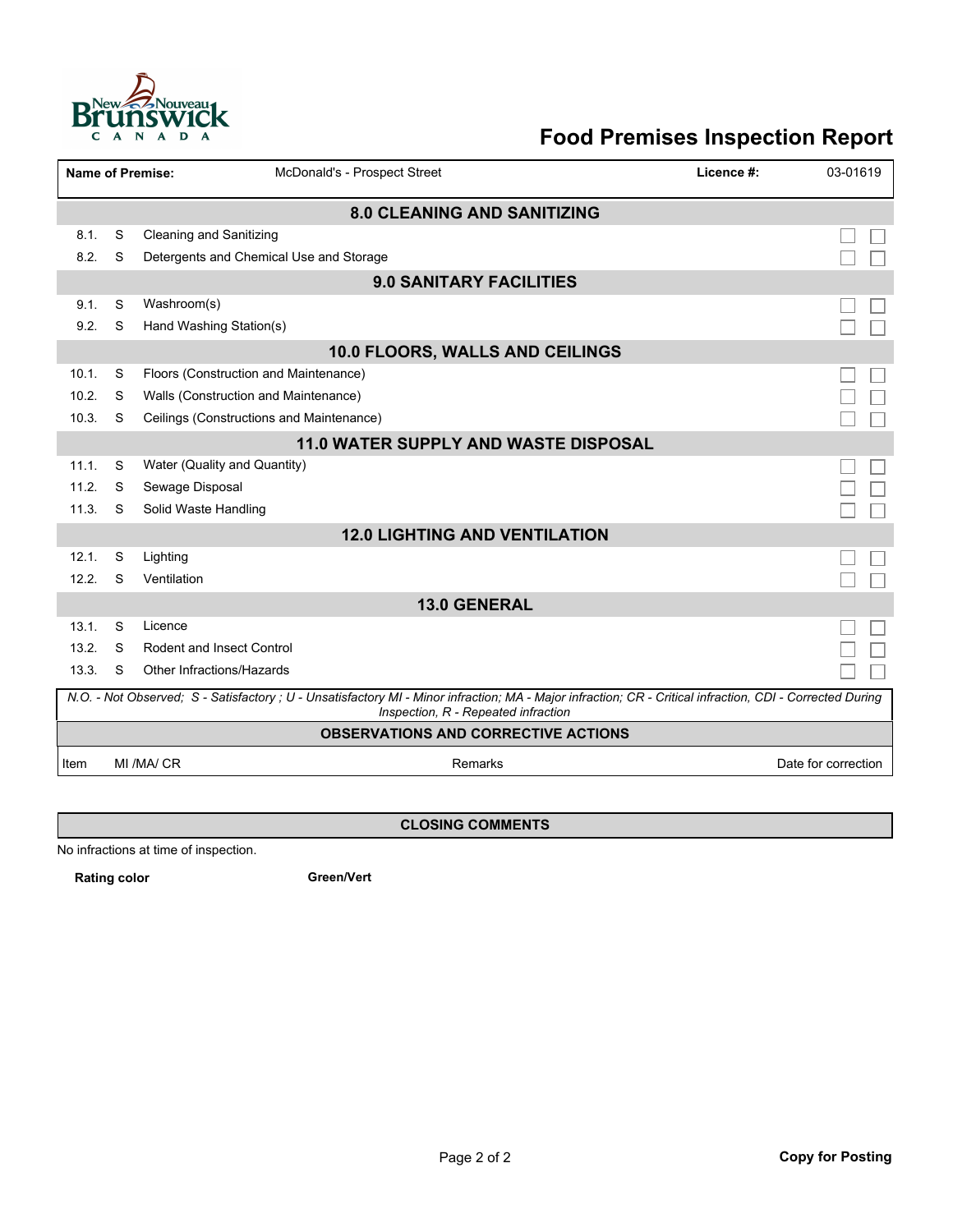# Food Premises Inspection Report

| | | | |
|---|---|---|---|
| **Name of Premise:** | McDonald's - Prospect Street | **Licence #:** | 03-01619 |

## 8.0 CLEANING AND SANITIZING

| | | | | |
|---|---|---|---|---|
| 8.1. | S | Cleaning and Sanitizing | ☐ | ☐ |
| 8.2. | S | Detergents and Chemical Use and Storage | ☐ | ☐ |

## 9.0 SANITARY FACILITIES

| | | | | |
|---|---|---|---|---|
| 9.1. | S | Washroom(s) | ☐ | ☐ |
| 9.2. | S | Hand Washing Station(s) | ☐ | ☐ |

## 10.0 FLOORS, WALLS AND CEILINGS

| | | | | |
|---|---|---|---|---|
| 10.1. | S | Floors (Construction and Maintenance) | ☐ | ☐ |
| 10.2. | S | Walls (Construction and Maintenance) | ☐ | ☐ |
| 10.3. | S | Ceilings (Constructions and Maintenance) | ☐ | ☐ |

## 11.0 WATER SUPPLY AND WASTE DISPOSAL

| | | | | |
|---|---|---|---|---|
| 11.1. | S | Water (Quality and Quantity) | ☐ | ☐ |
| 11.2. | S | Sewage Disposal | ☐ | ☐ |
| 11.3. | S | Solid Waste Handling | ☐ | ☐ |

## 12.0 LIGHTING AND VENTILATION

| | | | | |
|---|---|---|---|---|
| 12.1. | S | Lighting | ☐ | ☐ |
| 12.2. | S | Ventilation | ☐ | ☐ |

## 13.0 GENERAL

| | | | | |
|---|---|---|---|---|
| 13.1. | S | Licence | ☐ | ☐ |
| 13.2. | S | Rodent and Insect Control | ☐ | ☐ |
| 13.3. | S | Other Infractions/Hazards | ☐ | ☐ |

*N.O. - Not Observed; S - Satisfactory ; U - Unsatisfactory MI - Minor infraction; MA - Major infraction; CR - Critical infraction, CDI - Corrected During Inspection, R - Repeated infraction*

## OBSERVATIONS AND CORRECTIVE ACTIONS

| Item | MI /MA/ CR | Remarks | Date for correction |
|---|---|---|---|

## CLOSING COMMENTS

No infractions at time of inspection.

**Rating color** **Green/Vert**

**Copy for Posting**